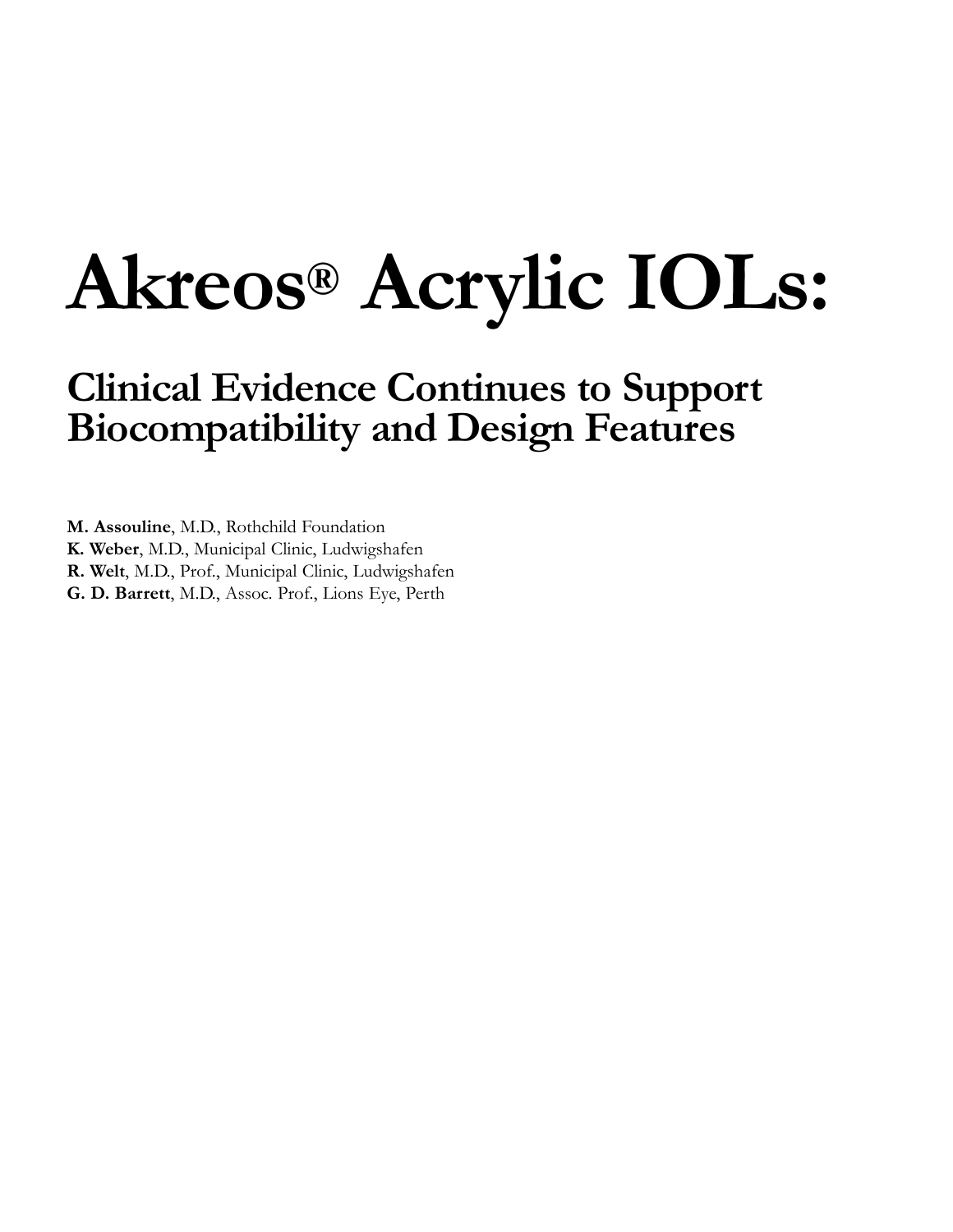# Akreos® Acrylic IOLs:

## Clinical Evidence Continues to Support Biocompatibility and Design Features

**M. Assouline**, M.D., Rothchild Foundation
**K. Weber**, M.D., Municipal Clinic, Ludwigshafen
**R. Welt**, M.D., Prof., Municipal Clinic, Ludwigshafen
**G. D. Barrett**, M.D., Assoc. Prof., Lions Eye, Perth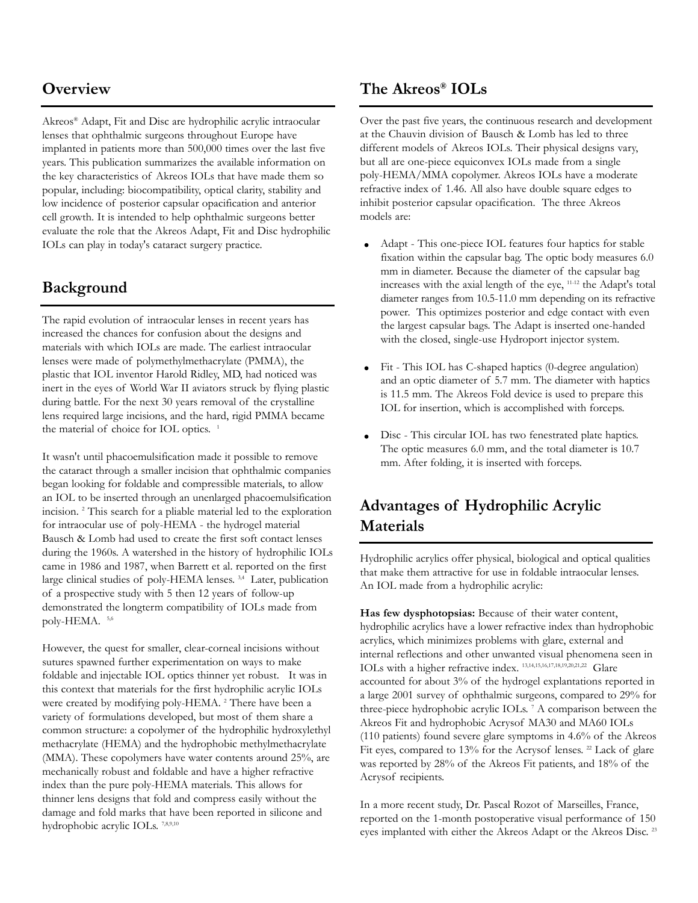## Overview

Akreos® Adapt, Fit and Disc are hydrophilic acrylic intraocular lenses that ophthalmic surgeons throughout Europe have implanted in patients more than 500,000 times over the last five years. This publication summarizes the available information on the key characteristics of Akreos IOLs that have made them so popular, including: biocompatibility, optical clarity, stability and low incidence of posterior capsular opacification and anterior cell growth. It is intended to help ophthalmic surgeons better evaluate the role that the Akreos Adapt, Fit and Disc hydrophilic IOLs can play in today's cataract surgery practice.

## Background

The rapid evolution of intraocular lenses in recent years has increased the chances for confusion about the designs and materials with which IOLs are made. The earliest intraocular lenses were made of polymethylmethacrylate (PMMA), the plastic that IOL inventor Harold Ridley, MD, had noticed was inert in the eyes of World War II aviators struck by flying plastic during battle. For the next 30 years removal of the crystalline lens required large incisions, and the hard, rigid PMMA became the material of choice for IOL optics. [1]

It wasn't until phacoemulsification made it possible to remove the cataract through a smaller incision that ophthalmic companies began looking for foldable and compressible materials, to allow an IOL to be inserted through an unenlarged phacoemulsification incision. [2] This search for a pliable material led to the exploration for intraocular use of poly-HEMA - the hydrogel material Bausch & Lomb had used to create the first soft contact lenses during the 1960s. A watershed in the history of hydrophilic IOLs came in 1986 and 1987, when Barrett et al. reported on the first large clinical studies of poly-HEMA lenses. [3,4] Later, publication of a prospective study with 5 then 12 years of follow-up demonstrated the longterm compatibility of IOLs made from poly-HEMA. [5,6]

However, the quest for smaller, clear-corneal incisions without sutures spawned further experimentation on ways to make foldable and injectable IOL optics thinner yet robust. It was in this context that materials for the first hydrophilic acrylic IOLs were created by modifying poly-HEMA. [2] There have been a variety of formulations developed, but most of them share a common structure: a copolymer of the hydrophilic hydroxylethyl methacrylate (HEMA) and the hydrophobic methylmethacrylate (MMA). These copolymers have water contents around 25%, are mechanically robust and foldable and have a higher refractive index than the pure poly-HEMA materials. This allows for thinner lens designs that fold and compress easily without the damage and fold marks that have been reported in silicone and hydrophobic acrylic IOLs. [7,8,9,10]

## The Akreos® IOLs

Over the past five years, the continuous research and development at the Chauvin division of Bausch & Lomb has led to three different models of Akreos IOLs. Their physical designs vary, but all are one-piece equiconvex IOLs made from a single poly-HEMA/MMA copolymer. Akreos IOLs have a moderate refractive index of 1.46. All also have double square edges to inhibit posterior capsular opacification. The three Akreos models are:

- Adapt - This one-piece IOL features four haptics for stable fixation within the capsular bag. The optic body measures 6.0 mm in diameter. Because the diameter of the capsular bag increases with the axial length of the eye, [11-12] the Adapt's total diameter ranges from 10.5-11.0 mm depending on its refractive power. This optimizes posterior and edge contact with even the largest capsular bags. The Adapt is inserted one-handed with the closed, single-use Hydroport injector system.
- Fit - This IOL has C-shaped haptics (0-degree angulation) and an optic diameter of 5.7 mm. The diameter with haptics is 11.5 mm. The Akreos Fold device is used to prepare this IOL for insertion, which is accomplished with forceps.
- Disc - This circular IOL has two fenestrated plate haptics. The optic measures 6.0 mm, and the total diameter is 10.7 mm. After folding, it is inserted with forceps.

## Advantages of Hydrophilic Acrylic Materials

Hydrophilic acrylics offer physical, biological and optical qualities that make them attractive for use in foldable intraocular lenses. An IOL made from a hydrophilic acrylic:

**Has few dysphotopsias:** Because of their water content, hydrophilic acrylics have a lower refractive index than hydrophobic acrylics, which minimizes problems with glare, external and internal reflections and other unwanted visual phenomena seen in IOLs with a higher refractive index. [13,14,15,16,17,18,19,20,21,22] Glare accounted for about 3% of the hydrogel explantations reported in a large 2001 survey of ophthalmic surgeons, compared to 29% for three-piece hydrophobic acrylic IOLs. [7] A comparison between the Akreos Fit and hydrophobic Acrysof MA30 and MA60 IOLs (110 patients) found severe glare symptoms in 4.6% of the Akreos Fit eyes, compared to 13% for the Acrysof lenses. [22] Lack of glare was reported by 28% of the Akreos Fit patients, and 18% of the Acrysof recipients.

In a more recent study, Dr. Pascal Rozot of Marseilles, France, reported on the 1-month postoperative visual performance of 150 eyes implanted with either the Akreos Adapt or the Akreos Disc. [23]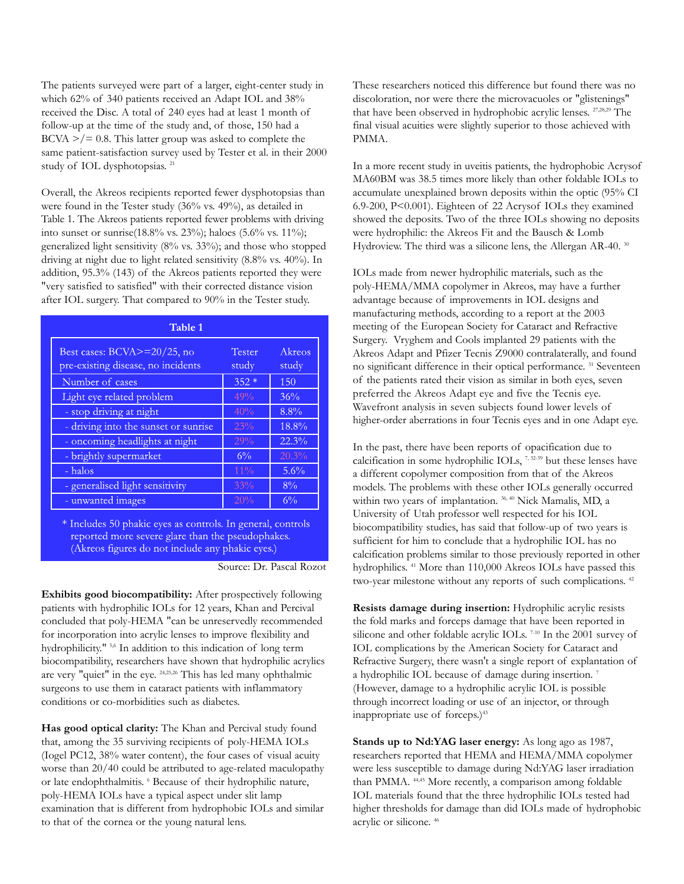The patients surveyed were part of a larger, eight-center study in which 62% of 340 patients received an Adapt IOL and 38% received the Disc. A total of 240 eyes had at least 1 month of follow-up at the time of the study and, of those, 150 had a BCVA >/= 0.8. This latter group was asked to complete the same patient-satisfaction survey used by Tester et al. in their 2000 study of IOL dysphotopsias. [21]

Overall, the Akreos recipients reported fewer dysphotopsias than were found in the Tester study (36% vs. 49%), as detailed in Table 1. The Akreos patients reported fewer problems with driving into sunset or sunrise(18.8% vs. 23%); haloes (5.6% vs. 11%); generalized light sensitivity (8% vs. 33%); and those who stopped driving at night due to light related sensitivity (8.8% vs. 40%). In addition, 95.3% (143) of the Akreos patients reported they were "very satisfied to satisfied" with their corrected distance vision after IOL surgery. That compared to 90% in the Tester study.

**Table 1**

| Best cases: BCVA>=20/25, no pre-existing disease, no incidents | Tester study | Akreos study |
|---|---|---|
| Number of cases | 352 * | 150 |
| Light eye related problem | 49% | 36% |
| - stop driving at night | 40% | 8.8% |
| - driving into the sunset or sunrise | 23% | 18.8% |
| - oncoming headlights at night | 29% | 22.3% |
| - brightly supermarket | 6% | 20.3% |
| - halos | 11% | 5.6% |
| - generalised light sensitivity | 33% | 8% |
| - unwanted images | 20% | 6% |

\* Includes 50 phakic eyes as controls. In general, controls reported more severe glare than the pseudophakes. (Akreos figures do not include any phakic eyes.)

Source: Dr. Pascal Rozot

**Exhibits good biocompatibility:** After prospectively following patients with hydrophilic IOLs for 12 years, Khan and Percival concluded that poly-HEMA "can be unreservedly recommended for incorporation into acrylic lenses to improve flexibility and hydrophilicity." [5,6] In addition to this indication of long term biocompatibility, researchers have shown that hydrophilic acrylics are very "quiet" in the eye. [24,25,26] This has led many ophthalmic surgeons to use them in cataract patients with inflammatory conditions or co-morbidities such as diabetes.

**Has good optical clarity:** The Khan and Percival study found that, among the 35 surviving recipients of poly-HEMA IOLs (Iogel PC12, 38% water content), the four cases of visual acuity worse than 20/40 could be attributed to age-related maculopathy or late endophthalmitis. [6] Because of their hydrophilic nature, poly-HEMA IOLs have a typical aspect under slit lamp examination that is different from hydrophobic IOLs and similar to that of the cornea or the young natural lens.

These researchers noticed this difference but found there was no discoloration, nor were there the microvacuoles or "glistenings" that have been observed in hydrophobic acrylic lenses. [27,28,29] The final visual acuities were slightly superior to those achieved with PMMA.

In a more recent study in uveitis patients, the hydrophobic Acrysof MA60BM was 38.5 times more likely than other foldable IOLs to accumulate unexplained brown deposits within the optic (95% CI 6.9-200, P<0.001). Eighteen of 22 Acrysof IOLs they examined showed the deposits. Two of the three IOLs showing no deposits were hydrophilic: the Akreos Fit and the Bausch & Lomb Hydroview. The third was a silicone lens, the Allergan AR-40. [30]

IOLs made from newer hydrophilic materials, such as the poly-HEMA/MMA copolymer in Akreos, may have a further advantage because of improvements in IOL designs and manufacturing methods, according to a report at the 2003 meeting of the European Society for Cataract and Refractive Surgery. Vryghem and Cools implanted 29 patients with the Akreos Adapt and Pfizer Tecnis Z9000 contralaterally, and found no significant difference in their optical performance. [31] Seventeen of the patients rated their vision as similar in both eyes, seven preferred the Akreos Adapt eye and five the Tecnis eye. Wavefront analysis in seven subjects found lower levels of higher-order aberrations in four Tecnis eyes and in one Adapt eye.

In the past, there have been reports of opacification due to calcification in some hydrophilic IOLs, [7, 32-39] but these lenses have a different copolymer composition from that of the Akreos models. The problems with these other IOLs generally occurred within two years of implantation. [36, 40] Nick Mamalis, MD, a University of Utah professor well respected for his IOL biocompatibility studies, has said that follow-up of two years is sufficient for him to conclude that a hydrophilic IOL has no calcification problems similar to those previously reported in other hydrophilics. [41] More than 110,000 Akreos IOLs have passed this two-year milestone without any reports of such complications. [42]

**Resists damage during insertion:** Hydrophilic acrylic resists the fold marks and forceps damage that have been reported in silicone and other foldable acrylic IOLs. [7-10] In the 2001 survey of IOL complications by the American Society for Cataract and Refractive Surgery, there wasn't a single report of explantation of a hydrophilic IOL because of damage during insertion. [7] (However, damage to a hydrophilic acrylic IOL is possible through incorrect loading or use of an injector, or through inappropriate use of forceps.)[43]

**Stands up to Nd:YAG laser energy:** As long ago as 1987, researchers reported that HEMA and HEMA/MMA copolymer were less susceptible to damage during Nd:YAG laser irradiation than PMMA. [44,45] More recently, a comparison among foldable IOL materials found that the three hydrophilic IOLs tested had higher thresholds for damage than did IOLs made of hydrophobic acrylic or silicone. [46]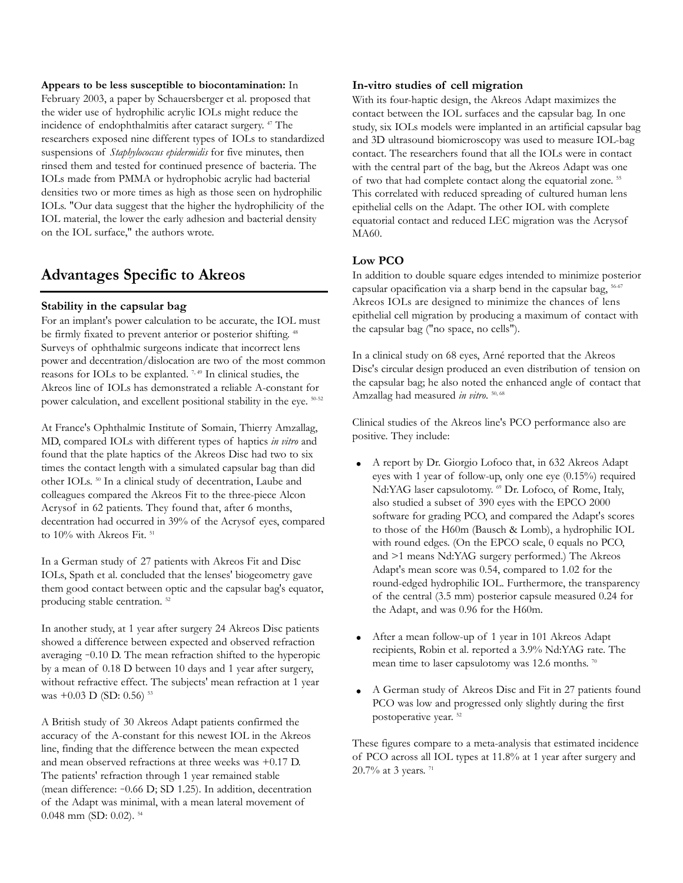**Appears to be less susceptible to biocontamination:** In February 2003, a paper by Schauersberger et al. proposed that the wider use of hydrophilic acrylic IOLs might reduce the incidence of endophthalmitis after cataract surgery. [47] The researchers exposed nine different types of IOLs to standardized suspensions of *Staphylococcus epidermidis* for five minutes, then rinsed them and tested for continued presence of bacteria. The IOLs made from PMMA or hydrophobic acrylic had bacterial densities two or more times as high as those seen on hydrophilic IOLs. "Our data suggest that the higher the hydrophilicity of the IOL material, the lower the early adhesion and bacterial density on the IOL surface," the authors wrote.

## Advantages Specific to Akreos

### Stability in the capsular bag

For an implant's power calculation to be accurate, the IOL must be firmly fixated to prevent anterior or posterior shifting. [48] Surveys of ophthalmic surgeons indicate that incorrect lens power and decentration/dislocation are two of the most common reasons for IOLs to be explanted. [7, 49] In clinical studies, the Akreos line of IOLs has demonstrated a reliable A-constant for power calculation, and excellent positional stability in the eye. [50-52]

At France's Ophthalmic Institute of Somain, Thierry Amzallag, MD, compared IOLs with different types of haptics *in vitro* and found that the plate haptics of the Akreos Disc had two to six times the contact length with a simulated capsular bag than did other IOLs. [50] In a clinical study of decentration, Laube and colleagues compared the Akreos Fit to the three-piece Alcon Acrysof in 62 patients. They found that, after 6 months, decentration had occurred in 39% of the Acrysof eyes, compared to 10% with Akreos Fit. [51]

In a German study of 27 patients with Akreos Fit and Disc IOLs, Spath et al. concluded that the lenses' biogeometry gave them good contact between optic and the capsular bag's equator, producing stable centration. [52]

In another study, at 1 year after surgery 24 Akreos Disc patients showed a difference between expected and observed refraction averaging -0.10 D. The mean refraction shifted to the hyperopic by a mean of 0.18 D between 10 days and 1 year after surgery, without refractive effect. The subjects' mean refraction at 1 year was +0.03 D (SD: 0.56) [53]

A British study of 30 Akreos Adapt patients confirmed the accuracy of the A-constant for this newest IOL in the Akreos line, finding that the difference between the mean expected and mean observed refractions at three weeks was +0.17 D. The patients' refraction through 1 year remained stable (mean difference: -0.66 D; SD 1.25). In addition, decentration of the Adapt was minimal, with a mean lateral movement of 0.048 mm (SD: 0.02). [54]

### In-vitro studies of cell migration

With its four-haptic design, the Akreos Adapt maximizes the contact between the IOL surfaces and the capsular bag. In one study, six IOLs models were implanted in an artificial capsular bag and 3D ultrasound biomicroscopy was used to measure IOL-bag contact. The researchers found that all the IOLs were in contact with the central part of the bag, but the Akreos Adapt was one of two that had complete contact along the equatorial zone. [55] This correlated with reduced spreading of cultured human lens epithelial cells on the Adapt. The other IOL with complete equatorial contact and reduced LEC migration was the Acrysof MA60.

### Low PCO

In addition to double square edges intended to minimize posterior capsular opacification via a sharp bend in the capsular bag, [56-67] Akreos IOLs are designed to minimize the chances of lens epithelial cell migration by producing a maximum of contact with the capsular bag ("no space, no cells").

In a clinical study on 68 eyes, Arné reported that the Akreos Disc's circular design produced an even distribution of tension on the capsular bag; he also noted the enhanced angle of contact that Amzallag had measured *in vitro*. [50, 68]

Clinical studies of the Akreos line's PCO performance also are positive. They include:

- A report by Dr. Giorgio Lofoco that, in 632 Akreos Adapt eyes with 1 year of follow-up, only one eye (0.15%) required Nd:YAG laser capsulotomy. [69] Dr. Lofoco, of Rome, Italy, also studied a subset of 390 eyes with the EPCO 2000 software for grading PCO, and compared the Adapt's scores to those of the H60m (Bausch & Lomb), a hydrophilic IOL with round edges. (On the EPCO scale, 0 equals no PCO, and >1 means Nd:YAG surgery performed.) The Akreos Adapt's mean score was 0.54, compared to 1.02 for the round-edged hydrophilic IOL. Furthermore, the transparency of the central (3.5 mm) posterior capsule measured 0.24 for the Adapt, and was 0.96 for the H60m.
- After a mean follow-up of 1 year in 101 Akreos Adapt recipients, Robin et al. reported a 3.9% Nd:YAG rate. The mean time to laser capsulotomy was 12.6 months. [70]
- A German study of Akreos Disc and Fit in 27 patients found PCO was low and progressed only slightly during the first postoperative year. [52]

These figures compare to a meta-analysis that estimated incidence of PCO across all IOL types at 11.8% at 1 year after surgery and 20.7% at 3 years. [71]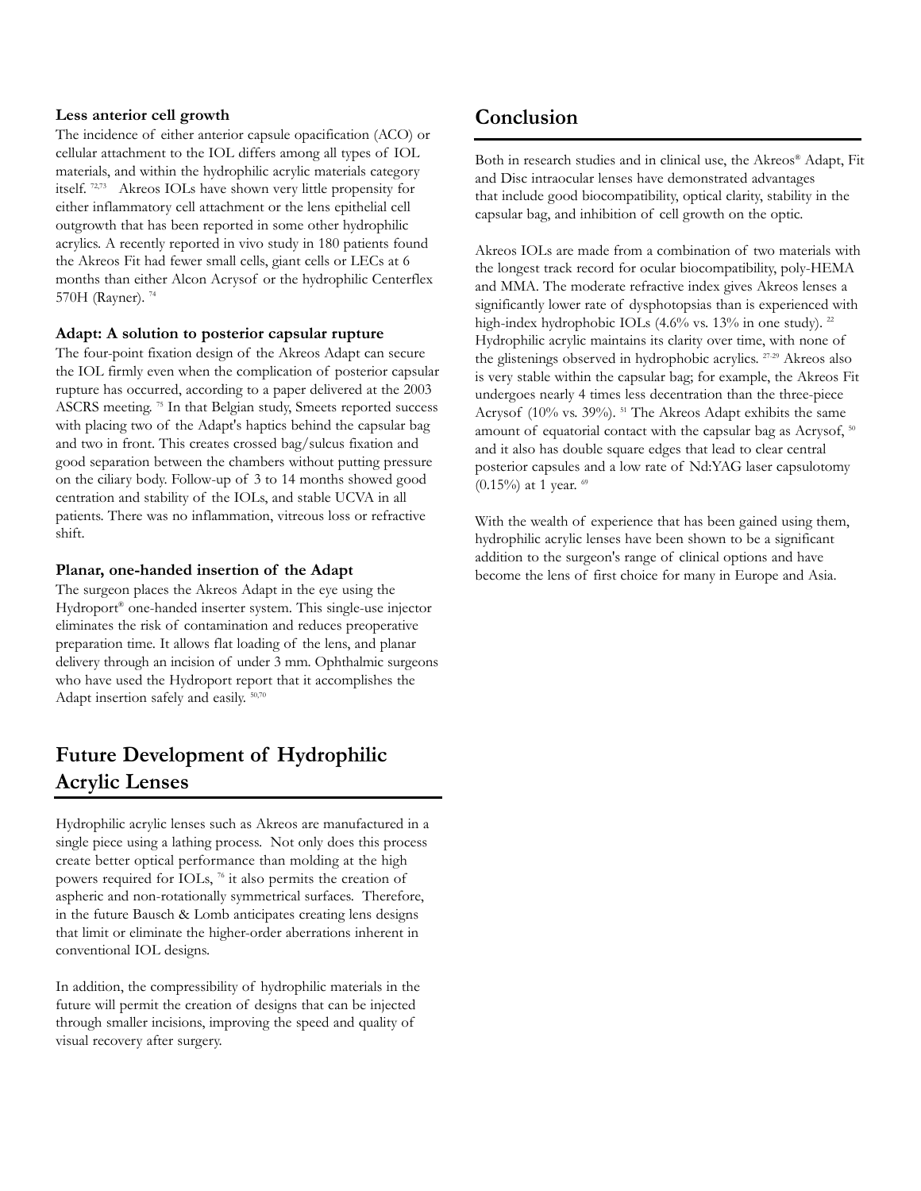### Less anterior cell growth

The incidence of either anterior capsule opacification (ACO) or cellular attachment to the IOL differs among all types of IOL materials, and within the hydrophilic acrylic materials category itself.[72,73] Akreos IOLs have shown very little propensity for either inflammatory cell attachment or the lens epithelial cell outgrowth that has been reported in some other hydrophilic acrylics. A recently reported in vivo study in 180 patients found the Akreos Fit had fewer small cells, giant cells or LECs at 6 months than either Alcon Acrysof or the hydrophilic Centerflex 570H (Rayner).[74]

### Adapt: A solution to posterior capsular rupture

The four-point fixation design of the Akreos Adapt can secure the IOL firmly even when the complication of posterior capsular rupture has occurred, according to a paper delivered at the 2003 ASCRS meeting.[75] In that Belgian study, Smeets reported success with placing two of the Adapt's haptics behind the capsular bag and two in front. This creates crossed bag/sulcus fixation and good separation between the chambers without putting pressure on the ciliary body. Follow-up of 3 to 14 months showed good centration and stability of the IOLs, and stable UCVA in all patients. There was no inflammation, vitreous loss or refractive shift.

### Planar, one-handed insertion of the Adapt

The surgeon places the Akreos Adapt in the eye using the Hydroport® one-handed inserter system. This single-use injector eliminates the risk of contamination and reduces preoperative preparation time. It allows flat loading of the lens, and planar delivery through an incision of under 3 mm. Ophthalmic surgeons who have used the Hydroport report that it accomplishes the Adapt insertion safely and easily.[50,70]

## Future Development of Hydrophilic Acrylic Lenses

Hydrophilic acrylic lenses such as Akreos are manufactured in a single piece using a lathing process. Not only does this process create better optical performance than molding at the high powers required for IOLs,[76] it also permits the creation of aspheric and non-rotationally symmetrical surfaces. Therefore, in the future Bausch & Lomb anticipates creating lens designs that limit or eliminate the higher-order aberrations inherent in conventional IOL designs.

In addition, the compressibility of hydrophilic materials in the future will permit the creation of designs that can be injected through smaller incisions, improving the speed and quality of visual recovery after surgery.

## Conclusion

Both in research studies and in clinical use, the Akreos® Adapt, Fit and Disc intraocular lenses have demonstrated advantages that include good biocompatibility, optical clarity, stability in the capsular bag, and inhibition of cell growth on the optic.

Akreos IOLs are made from a combination of two materials with the longest track record for ocular biocompatibility, poly-HEMA and MMA. The moderate refractive index gives Akreos lenses a significantly lower rate of dysphotopsias than is experienced with high-index hydrophobic IOLs (4.6% vs. 13% in one study).[22] Hydrophilic acrylic maintains its clarity over time, with none of the glistenings observed in hydrophobic acrylics.[27-29] Akreos also is very stable within the capsular bag; for example, the Akreos Fit undergoes nearly 4 times less decentration than the three-piece Acrysof (10% vs. 39%).[51] The Akreos Adapt exhibits the same amount of equatorial contact with the capsular bag as Acrysof,[50] and it also has double square edges that lead to clear central posterior capsules and a low rate of Nd:YAG laser capsulotomy (0.15%) at 1 year.[69]

With the wealth of experience that has been gained using them, hydrophilic acrylic lenses have been shown to be a significant addition to the surgeon's range of clinical options and have become the lens of first choice for many in Europe and Asia.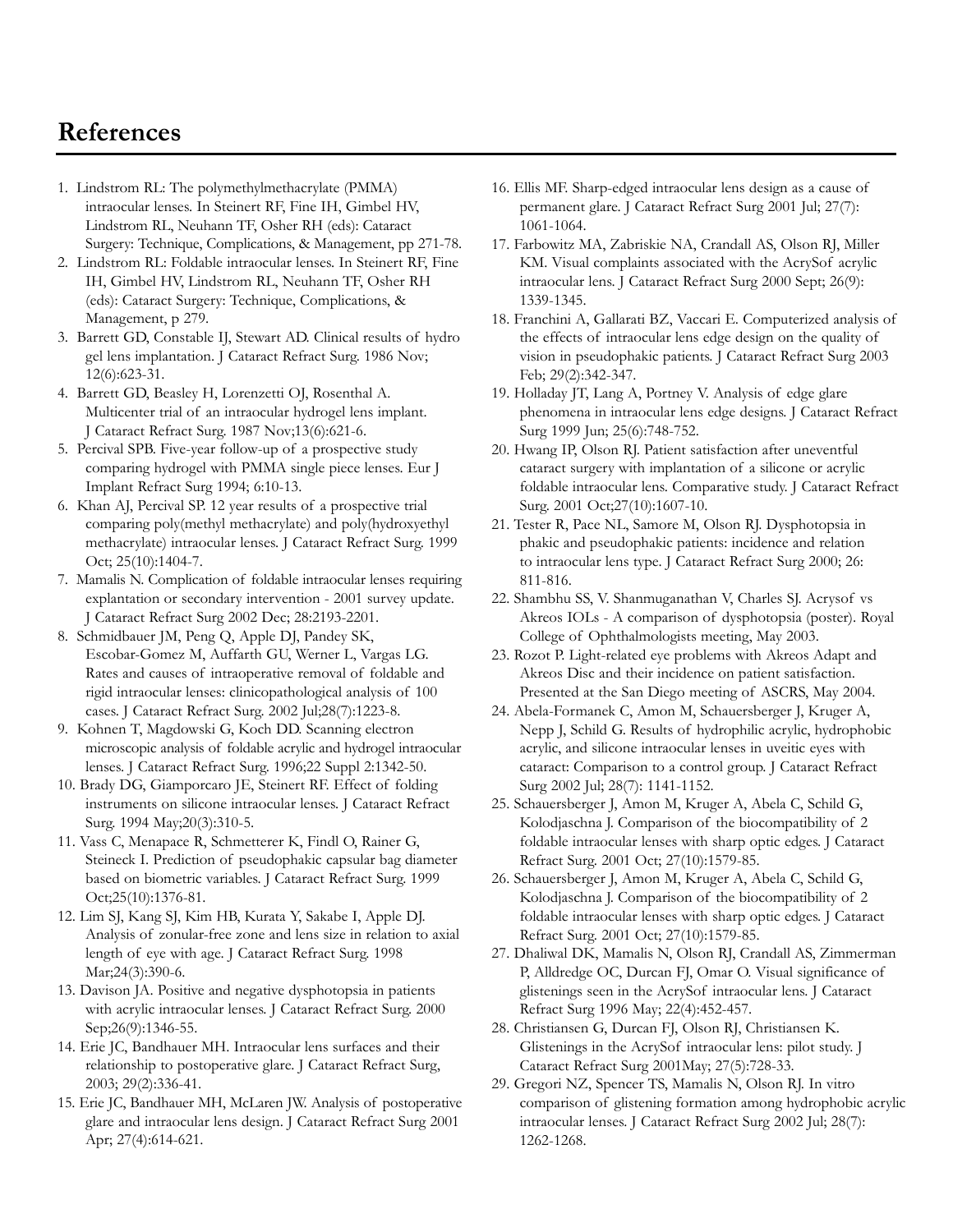# References

1. Lindstrom RL: The polymethylmethacrylate (PMMA) intraocular lenses. In Steinert RF, Fine IH, Gimbel HV, Lindstrom RL, Neuhann TF, Osher RH (eds): Cataract Surgery: Technique, Complications, & Management, pp 271-78.
2. Lindstrom RL: Foldable intraocular lenses. In Steinert RF, Fine IH, Gimbel HV, Lindstrom RL, Neuhann TF, Osher RH (eds): Cataract Surgery: Technique, Complications, & Management, p 279.
3. Barrett GD, Constable IJ, Stewart AD. Clinical results of hydro gel lens implantation. J Cataract Refract Surg. 1986 Nov; 12(6):623-31.
4. Barrett GD, Beasley H, Lorenzetti OJ, Rosenthal A. Multicenter trial of an intraocular hydrogel lens implant. J Cataract Refract Surg. 1987 Nov;13(6):621-6.
5. Percival SPB. Five-year follow-up of a prospective study comparing hydrogel with PMMA single piece lenses. Eur J Implant Refract Surg 1994; 6:10-13.
6. Khan AJ, Percival SP. 12 year results of a prospective trial comparing poly(methyl methacrylate) and poly(hydroxyethyl methacrylate) intraocular lenses. J Cataract Refract Surg. 1999 Oct; 25(10):1404-7.
7. Mamalis N. Complication of foldable intraocular lenses requiring explantation or secondary intervention - 2001 survey update. J Cataract Refract Surg 2002 Dec; 28:2193-2201.
8. Schmidbauer JM, Peng Q, Apple DJ, Pandey SK, Escobar-Gomez M, Auffarth GU, Werner L, Vargas LG. Rates and causes of intraoperative removal of foldable and rigid intraocular lenses: clinicopathological analysis of 100 cases. J Cataract Refract Surg. 2002 Jul;28(7):1223-8.
9. Kohnen T, Magdowski G, Koch DD. Scanning electron microscopic analysis of foldable acrylic and hydrogel intraocular lenses. J Cataract Refract Surg. 1996;22 Suppl 2:1342-50.
10. Brady DG, Giamporcaro JE, Steinert RF. Effect of folding instruments on silicone intraocular lenses. J Cataract Refract Surg. 1994 May;20(3):310-5.
11. Vass C, Menapace R, Schmetterer K, Findl O, Rainer G, Steineck I. Prediction of pseudophakic capsular bag diameter based on biometric variables. J Cataract Refract Surg. 1999 Oct;25(10):1376-81.
12. Lim SJ, Kang SJ, Kim HB, Kurata Y, Sakabe I, Apple DJ. Analysis of zonular-free zone and lens size in relation to axial length of eye with age. J Cataract Refract Surg. 1998 Mar;24(3):390-6.
13. Davison JA. Positive and negative dysphotopsia in patients with acrylic intraocular lenses. J Cataract Refract Surg. 2000 Sep;26(9):1346-55.
14. Erie JC, Bandhauer MH. Intraocular lens surfaces and their relationship to postoperative glare. J Cataract Refract Surg, 2003; 29(2):336-41.
15. Erie JC, Bandhauer MH, McLaren JW. Analysis of postoperative glare and intraocular lens design. J Cataract Refract Surg 2001 Apr; 27(4):614-621.
16. Ellis MF. Sharp-edged intraocular lens design as a cause of permanent glare. J Cataract Refract Surg 2001 Jul; 27(7): 1061-1064.
17. Farbowitz MA, Zabriskie NA, Crandall AS, Olson RJ, Miller KM. Visual complaints associated with the AcrySof acrylic intraocular lens. J Cataract Refract Surg 2000 Sept; 26(9): 1339-1345.
18. Franchini A, Gallarati BZ, Vaccari E. Computerized analysis of the effects of intraocular lens edge design on the quality of vision in pseudophakic patients. J Cataract Refract Surg 2003 Feb; 29(2):342-347.
19. Holladay JT, Lang A, Portney V. Analysis of edge glare phenomena in intraocular lens edge designs. J Cataract Refract Surg 1999 Jun; 25(6):748-752.
20. Hwang IP, Olson RJ. Patient satisfaction after uneventful cataract surgery with implantation of a silicone or acrylic foldable intraocular lens. Comparative study. J Cataract Refract Surg. 2001 Oct;27(10):1607-10.
21. Tester R, Pace NL, Samore M, Olson RJ. Dysphotopsia in phakic and pseudophakic patients: incidence and relation to intraocular lens type. J Cataract Refract Surg 2000; 26: 811-816.
22. Shambhu SS, V. Shanmuganathan V, Charles SJ. Acrysof vs Akreos IOLs - A comparison of dysphotopsia (poster). Royal College of Ophthalmologists meeting, May 2003.
23. Rozot P. Light-related eye problems with Akreos Adapt and Akreos Disc and their incidence on patient satisfaction. Presented at the San Diego meeting of ASCRS, May 2004.
24. Abela-Formanek C, Amon M, Schauersberger J, Kruger A, Nepp J, Schild G. Results of hydrophilic acrylic, hydrophobic acrylic, and silicone intraocular lenses in uveitic eyes with cataract: Comparison to a control group. J Cataract Refract Surg 2002 Jul; 28(7): 1141-1152.
25. Schauersberger J, Amon M, Kruger A, Abela C, Schild G, Kolodjaschna J. Comparison of the biocompatibility of 2 foldable intraocular lenses with sharp optic edges. J Cataract Refract Surg. 2001 Oct; 27(10):1579-85.
26. Schauersberger J, Amon M, Kruger A, Abela C, Schild G, Kolodjaschna J. Comparison of the biocompatibility of 2 foldable intraocular lenses with sharp optic edges. J Cataract Refract Surg. 2001 Oct; 27(10):1579-85.
27. Dhaliwal DK, Mamalis N, Olson RJ, Crandall AS, Zimmerman P, Alldredge OC, Durcan FJ, Omar O. Visual significance of glistenings seen in the AcrySof intraocular lens. J Cataract Refract Surg 1996 May; 22(4):452-457.
28. Christiansen G, Durcan FJ, Olson RJ, Christiansen K. Glistenings in the AcrySof intraocular lens: pilot study. J Cataract Refract Surg 2001May; 27(5):728-33.
29. Gregori NZ, Spencer TS, Mamalis N, Olson RJ. In vitro comparison of glistening formation among hydrophobic acrylic intraocular lenses. J Cataract Refract Surg 2002 Jul; 28(7): 1262-1268.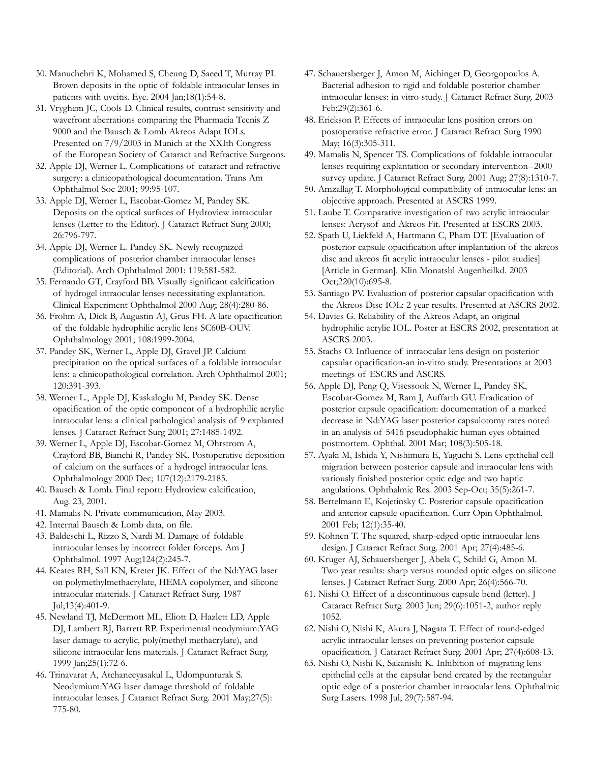30. Manuchehri K, Mohamed S, Cheung D, Saeed T, Murray PI. Brown deposits in the optic of foldable intraocular lenses in patients with uveitis. Eye. 2004 Jan;18(1):54-8.
31. Vryghem JC, Cools D. Clinical results, contrast sensitivity and wavefront aberrations comparing the Pharmacia Tecnis Z 9000 and the Bausch & Lomb Akreos Adapt IOLs. Presented on 7/9/2003 in Munich at the XXIth Congress of the European Society of Cataract and Refractive Surgeons.
32. Apple DJ, Werner L. Complications of cataract and refractive surgery: a clinicopathological documentation. Trans Am Ophthalmol Soc 2001; 99:95-107.
33. Apple DJ, Werner L, Escobar-Gomez M, Pandey SK. Deposits on the optical surfaces of Hydroview intraocular lenses (Letter to the Editor). J Cataract Refract Surg 2000; 26:796-797.
34. Apple DJ, Werner L. Pandey SK. Newly recognized complications of posterior chamber intraocular lenses (Editorial). Arch Ophthalmol 2001: 119:581-582.
35. Fernando GT, Crayford BB. Visually significant calcification of hydrogel intraocular lenses necessitating explantation. Clinical Experiment Ophthalmol 2000 Aug; 28(4):280-86.
36. Frohm A, Dick B, Augustin AJ, Grus FH. A late opacification of the foldable hydrophilic acrylic lens SC60B-OUV. Ophthalmology 2001; 108:1999-2004.
37. Pandey SK, Werner L, Apple DJ, Gravel JP. Calcium precipitation on the optical surfaces of a foldable intraocular lens: a clinicopathological correlation. Arch Ophthalmol 2001; 120:391-393.
38. Werner L., Apple DJ, Kaskaloglu M, Pandey SK. Dense opacification of the optic component of a hydrophilic acrylic intraocular lens: a clinical pathological analysis of 9 explanted lenses. J Cataract Refract Surg 2001; 27:1485-1492.
39. Werner L, Apple DJ, Escobar-Gomez M, Ohrstrom A, Crayford BB, Bianchi R, Pandey SK. Postoperative deposition of calcium on the surfaces of a hydrogel intraocular lens. Ophthalmology 2000 Dec; 107(12):2179-2185.
40. Bausch & Lomb. Final report: Hydroview calcification, Aug. 23, 2001.
41. Mamalis N. Private communication, May 2003.
42. Internal Bausch & Lomb data, on file.
43. Baldeschi L, Rizzo S, Nardi M. Damage of foldable intraocular lenses by incorrect folder forceps. Am J Ophthalmol. 1997 Aug;124(2):245-7.
44. Keates RH, Sall KN, Kreter JK. Effect of the Nd:YAG laser on polymethylmethacrylate, HEMA copolymer, and silicone intraocular materials. J Cataract Refract Surg. 1987 Jul;13(4):401-9.
45. Newland TJ, McDermott ML, Eliott D, Hazlett LD, Apple DJ, Lambert RJ, Barrett RP. Experimental neodymium:YAG laser damage to acrylic, poly(methyl methacrylate), and silicone intraocular lens materials. J Cataract Refract Surg. 1999 Jan;25(1):72-6.
46. Trinavarat A, Atchaneeyasakul L, Udompunturak S. Neodymium:YAG laser damage threshold of foldable intraocular lenses. J Cataract Refract Surg. 2001 May;27(5): 775-80.
47. Schauersberger J, Amon M, Aichinger D, Georgopoulos A. Bacterial adhesion to rigid and foldable posterior chamber intraocular lenses: in vitro study. J Cataract Refract Surg. 2003 Feb;29(2):361-6.
48. Erickson P. Effects of intraocular lens position errors on postoperative refractive error. J Cataract Refract Surg 1990 May; 16(3):305-311.
49. Mamalis N, Spencer TS. Complications of foldable intraocular lenses requiring explantation or secondary intervention--2000 survey update. J Cataract Refract Surg. 2001 Aug; 27(8):1310-7.
50. Amzallag T. Morphological compatibility of intraocular lens: an objective approach. Presented at ASCRS 1999.
51. Laube T. Comparative investigation of two acrylic intraocular lenses: Acrysof and Akreos Fit. Presented at ESCRS 2003.
52. Spath U, Liekfeld A, Hartmann C, Pham DT. [Evaluation of posterior capsule opacification after implantation of the akreos disc and akreos fit acrylic intraocular lenses - pilot studies] [Article in German]. Klin Monatsbl Augenheilkd. 2003 Oct;220(10):695-8.
53. Santiago PV. Evaluation of posterior capsular opacification with the Akreos Disc IOL: 2 year results. Presented at ASCRS 2002.
54. Davies G. Reliability of the Akreos Adapt, an original hydrophilic acrylic IOL. Poster at ESCRS 2002, presentation at ASCRS 2003.
55. Stachs O. Influence of intraocular lens design on posterior capsular opacification-an in-vitro study. Presentations at 2003 meetings of ESCRS and ASCRS.
56. Apple DJ, Peng Q, Visessook N, Werner L, Pandey SK, Escobar-Gomez M, Ram J, Auffarth GU. Eradication of posterior capsule opacification: documentation of a marked decrease in Nd:YAG laser posterior capsulotomy rates noted in an analysis of 5416 pseudophakic human eyes obtained postmortem. Ophthal. 2001 Mar; 108(3):505-18.
57. Ayaki M, Ishida Y, Nishimura E, Yaguchi S. Lens epithelial cell migration between posterior capsule and intraocular lens with variously finished posterior optic edge and two haptic angulations. Ophthalmic Res. 2003 Sep-Oct; 35(5):261-7.
58. Bertelmann E, Kojetinsky C. Posterior capsule opacification and anterior capsule opacification. Curr Opin Ophthalmol. 2001 Feb; 12(1):35-40.
59. Kohnen T. The squared, sharp-edged optic intraocular lens design. J Cataract Refract Surg. 2001 Apr; 27(4):485-6.
60. Kruger AJ, Schauersberger J, Abela C, Schild G, Amon M. Two year results: sharp versus rounded optic edges on silicone lenses. J Cataract Refract Surg. 2000 Apr; 26(4):566-70.
61. Nishi O. Effect of a discontinuous capsule bend (letter). J Cataract Refract Surg. 2003 Jun; 29(6):1051-2, author reply 1052.
62. Nishi O, Nishi K, Akura J, Nagata T. Effect of round-edged acrylic intraocular lenses on preventing posterior capsule opacification. J Cataract Refract Surg. 2001 Apr; 27(4):608-13.
63. Nishi O, Nishi K, Sakanishi K. Inhibition of migrating lens epithelial cells at the capsular bend created by the rectangular optic edge of a posterior chamber intraocular lens. Ophthalmic Surg Lasers. 1998 Jul; 29(7):587-94.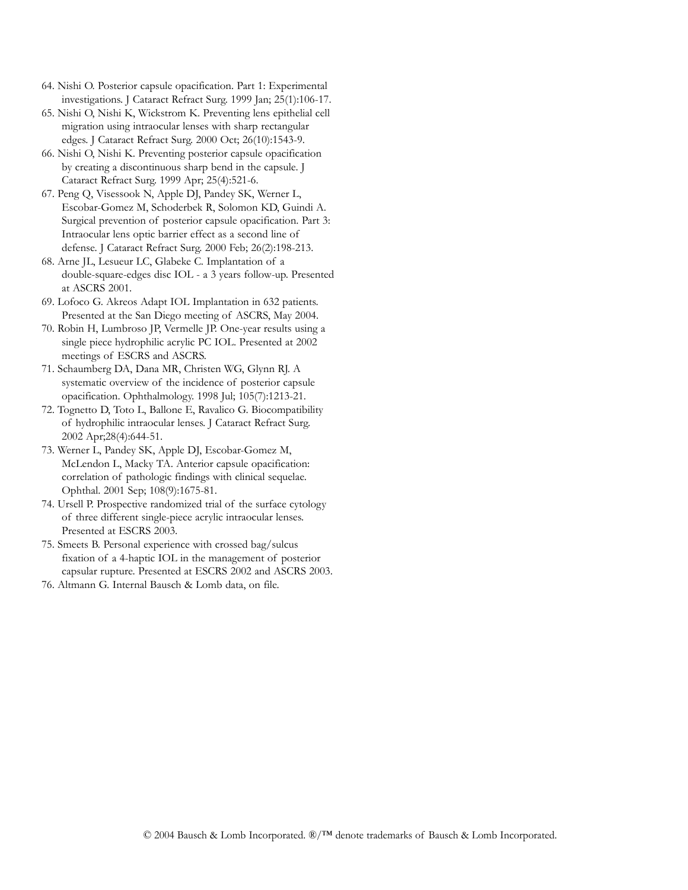64. Nishi O. Posterior capsule opacification. Part 1: Experimental investigations. J Cataract Refract Surg. 1999 Jan; 25(1):106-17.
65. Nishi O, Nishi K, Wickstrom K. Preventing lens epithelial cell migration using intraocular lenses with sharp rectangular edges. J Cataract Refract Surg. 2000 Oct; 26(10):1543-9.
66. Nishi O, Nishi K. Preventing posterior capsule opacification by creating a discontinuous sharp bend in the capsule. J Cataract Refract Surg. 1999 Apr; 25(4):521-6.
67. Peng Q, Visessook N, Apple DJ, Pandey SK, Werner L, Escobar-Gomez M, Schoderbek R, Solomon KD, Guindi A. Surgical prevention of posterior capsule opacification. Part 3: Intraocular lens optic barrier effect as a second line of defense. J Cataract Refract Surg. 2000 Feb; 26(2):198-213.
68. Arne JL, Lesueur LC, Glabeke C. Implantation of a double-square-edges disc IOL - a 3 years follow-up. Presented at ASCRS 2001.
69. Lofoco G. Akreos Adapt IOL Implantation in 632 patients. Presented at the San Diego meeting of ASCRS, May 2004.
70. Robin H, Lumbroso JP, Vermelle JP. One-year results using a single piece hydrophilic acrylic PC IOL. Presented at 2002 meetings of ESCRS and ASCRS.
71. Schaumberg DA, Dana MR, Christen WG, Glynn RJ. A systematic overview of the incidence of posterior capsule opacification. Ophthalmology. 1998 Jul; 105(7):1213-21.
72. Tognetto D, Toto L, Ballone E, Ravalico G. Biocompatibility of hydrophilic intraocular lenses. J Cataract Refract Surg. 2002 Apr;28(4):644-51.
73. Werner L, Pandey SK, Apple DJ, Escobar-Gomez M, McLendon L, Macky TA. Anterior capsule opacification: correlation of pathologic findings with clinical sequelae. Ophthal. 2001 Sep; 108(9):1675-81.
74. Ursell P. Prospective randomized trial of the surface cytology of three different single-piece acrylic intraocular lenses. Presented at ESCRS 2003.
75. Smeets B. Personal experience with crossed bag/sulcus fixation of a 4-haptic IOL in the management of posterior capsular rupture. Presented at ESCRS 2002 and ASCRS 2003.
76. Altmann G. Internal Bausch & Lomb data, on file.

© 2004 Bausch & Lomb Incorporated. ®/™ denote trademarks of Bausch & Lomb Incorporated.